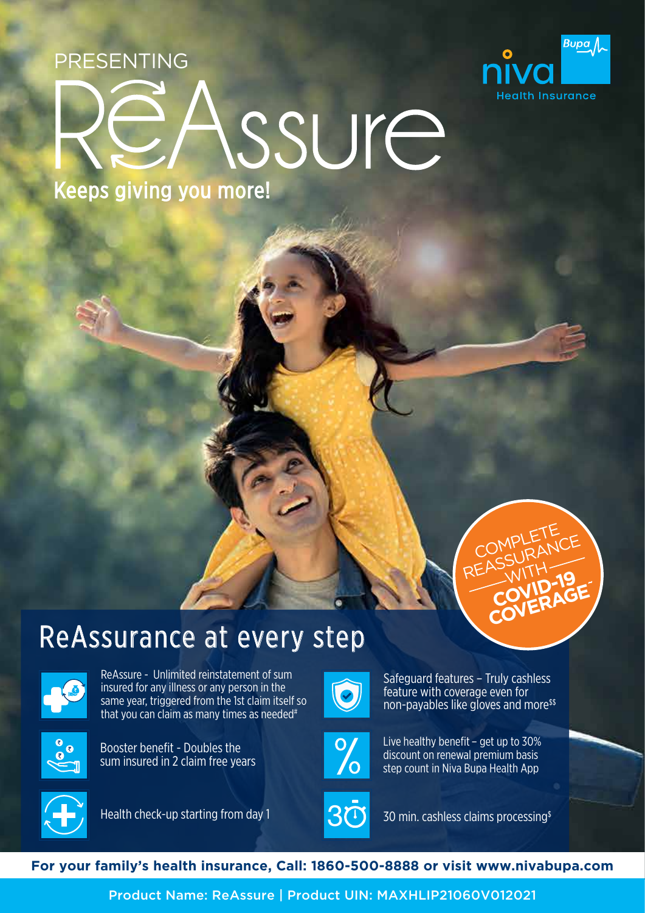PRESENTING

# ReAssure

**Keeps giving you more!**

Niva Bupa Health Insurance

COMPLETE REASSURANCE WITH **COVID-19 COVERAGE**^

## ReAssurance at every step

- ReAssure - Unlimited reinstatement of sum insured for any illness or any person in the same year, triggered from the 1st claim itself so that you can claim as many times as needed#
- Booster benefit - Doubles the sum insured in 2 claim free years
- Health check-up starting from day 1
- Safeguard features – Truly cashless feature with coverage even for non-payables like gloves and more$$
- Live healthy benefit – get up to 30% discount on renewal premium basis step count in Niva Bupa Health App
- 30 min. cashless claims processing$

**For your family's health insurance, Call: 1860-500-8888 or visit www.nivabupa.com**

Product Name: ReAssure | Product UIN: MAXHLIP21060V012021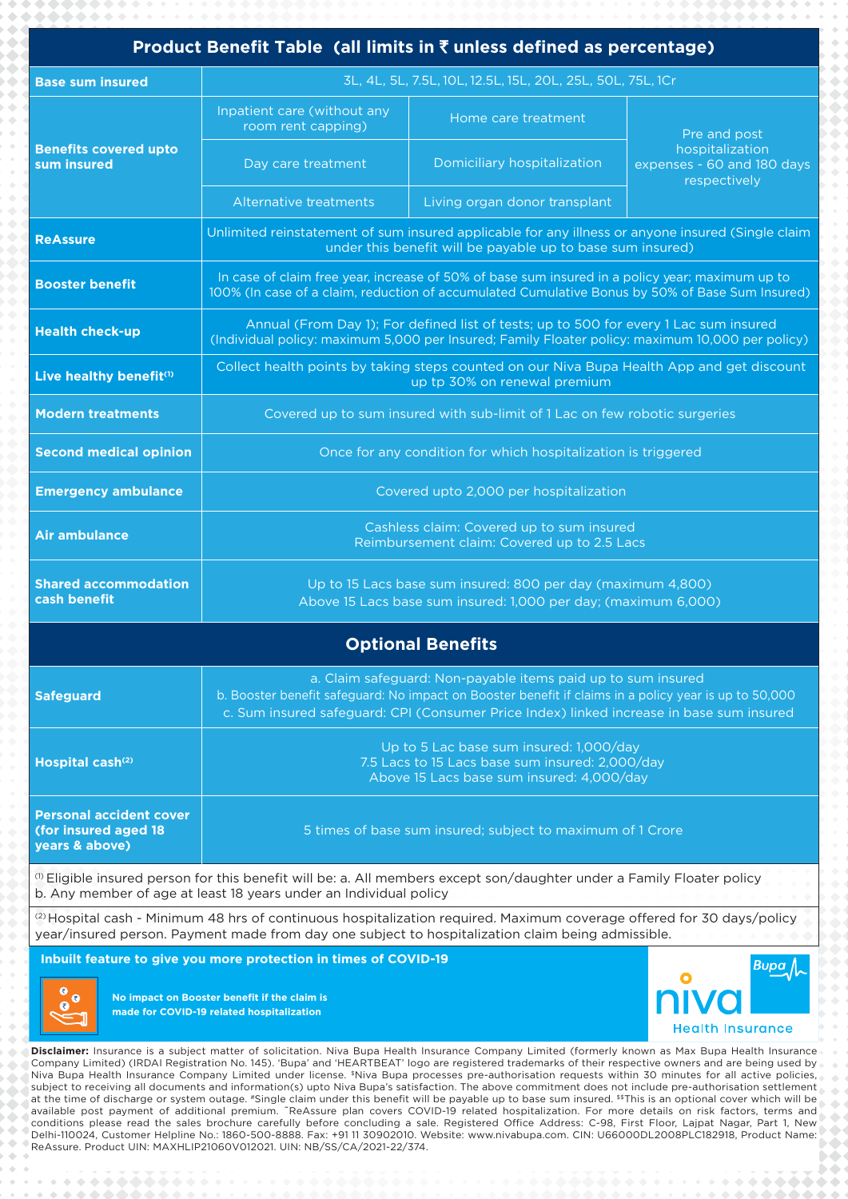## Product Benefit Table (all limits in ₹ unless defined as percentage)

| | | | |
|---|---|---|---|
| **Base sum insured** | 3L, 4L, 5L, 7.5L, 10L, 12.5L, 15L, 20L, 25L, 50L, 75L, 1Cr | | |
| **Benefits covered upto sum insured** | Inpatient care (without any room rent capping) | Home care treatment | Pre and post hospitalization expenses - 60 and 180 days respectively |
| | Day care treatment | Domiciliary hospitalization | |
| | Alternative treatments | Living organ donor transplant | |
| **ReAssure** | Unlimited reinstatement of sum insured applicable for any illness or anyone insured (Single claim under this benefit will be payable up to base sum insured) | | |
| **Booster benefit** | In case of claim free year, increase of 50% of base sum insured in a policy year; maximum up to 100% (In case of a claim, reduction of accumulated Cumulative Bonus by 50% of Base Sum Insured) | | |
| **Health check-up** | Annual (From Day 1); For defined list of tests; up to 500 for every 1 Lac sum insured (Individual policy: maximum 5,000 per Insured; Family Floater policy: maximum 10,000 per policy) | | |
| **Live healthy benefit**[(1)] | Collect health points by taking steps counted on our Niva Bupa Health App and get discount up tp 30% on renewal premium | | |
| **Modern treatments** | Covered up to sum insured with sub-limit of 1 Lac on few robotic surgeries | | |
| **Second medical opinion** | Once for any condition for which hospitalization is triggered | | |
| **Emergency ambulance** | Covered upto 2,000 per hospitalization | | |
| **Air ambulance** | Cashless claim: Covered up to sum insured<br>Reimbursement claim: Covered up to 2.5 Lacs | | |
| **Shared accommodation cash benefit** | Up to 15 Lacs base sum insured: 800 per day (maximum 4,800)<br>Above 15 Lacs base sum insured: 1,000 per day; (maximum 6,000) | | |

## Optional Benefits

| | |
|---|---|
| **Safeguard** | a. Claim safeguard: Non-payable items paid up to sum insured<br>b. Booster benefit safeguard: No impact on Booster benefit if claims in a policy year is up to 50,000<br>c. Sum insured safeguard: CPI (Consumer Price Index) linked increase in base sum insured |
| **Hospital cash**[(2)] | Up to 5 Lac base sum insured: 1,000/day<br>7.5 Lacs to 15 Lacs base sum insured: 2,000/day<br>Above 15 Lacs base sum insured: 4,000/day |
| **Personal accident cover (for insured aged 18 years & above)** | 5 times of base sum insured; subject to maximum of 1 Crore |

[(1)] Eligible insured person for this benefit will be: a. All members except son/daughter under a Family Floater policy b. Any member of age at least 18 years under an Individual policy

[(2)] Hospital cash - Minimum 48 hrs of continuous hospitalization required. Maximum coverage offered for 30 days/policy year/insured person. Payment made from day one subject to hospitalization claim being admissible.

**Inbuilt feature to give you more protection in times of COVID-19**

**No impact on Booster benefit if the claim is made for COVID-19 related hospitalization**

niva Bupa Health Insurance

**Disclaimer:** Insurance is a subject matter of solicitation. Niva Bupa Health Insurance Company Limited (formerly known as Max Bupa Health Insurance Company Limited) (IRDAI Registration No. 145). 'Bupa' and 'HEARTBEAT' logo are registered trademarks of their respective owners and are being used by Niva Bupa Health Insurance Company Limited under license. $Niva Bupa processes pre-authorisation requests within 30 minutes for all active policies, subject to receiving all documents and information(s) upto Niva Bupa's satisfaction. The above commitment does not include pre-authorisation settlement at the time of discharge or system outage. #Single claim under this benefit will be payable up to base sum insured. $$This is an optional cover which will be available post payment of additional premium. ~ReAssure plan covers COVID-19 related hospitalization. For more details on risk factors, terms and conditions please read the sales brochure carefully before concluding a sale. Registered Office Address: C-98, First Floor, Lajpat Nagar, Part 1, New Delhi-110024, Customer Helpline No.: 1860-500-8888. Fax: +91 11 30902010. Website: www.nivabupa.com. CIN: U66000DL2008PLC182918, Product Name: ReAssure. Product UIN: MAXHLIP21060V012021. UIN: NB/SS/CA/2021-22/374.